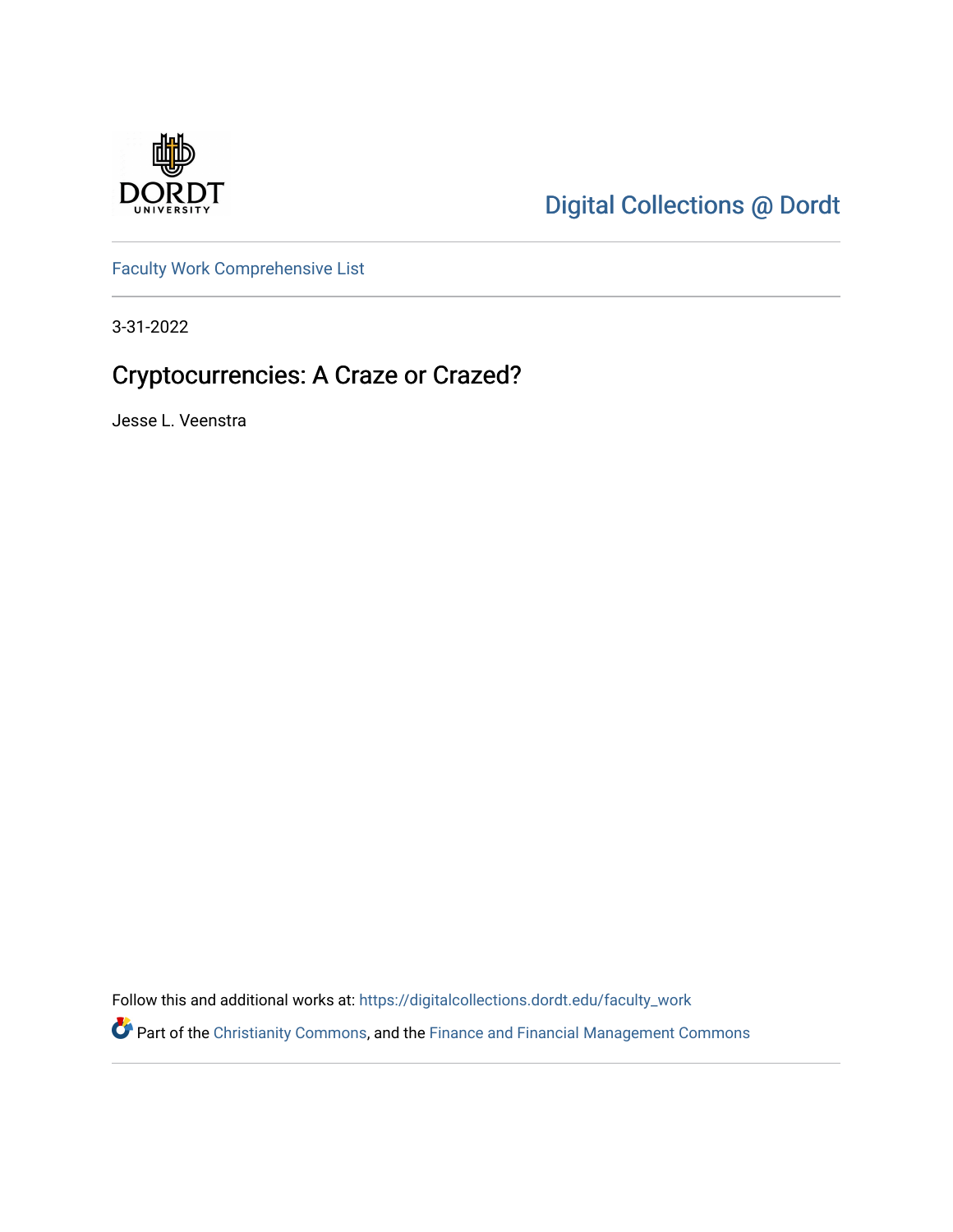Digital Collections @ Dordt

Faculty Work Comprehensive List

3-31-2022

# Cryptocurrencies: A Craze or Crazed?

Jesse L. Veenstra

Follow this and additional works at: https://digitalcollections.dordt.edu/faculty_work

Part of the Christianity Commons, and the Finance and Financial Management Commons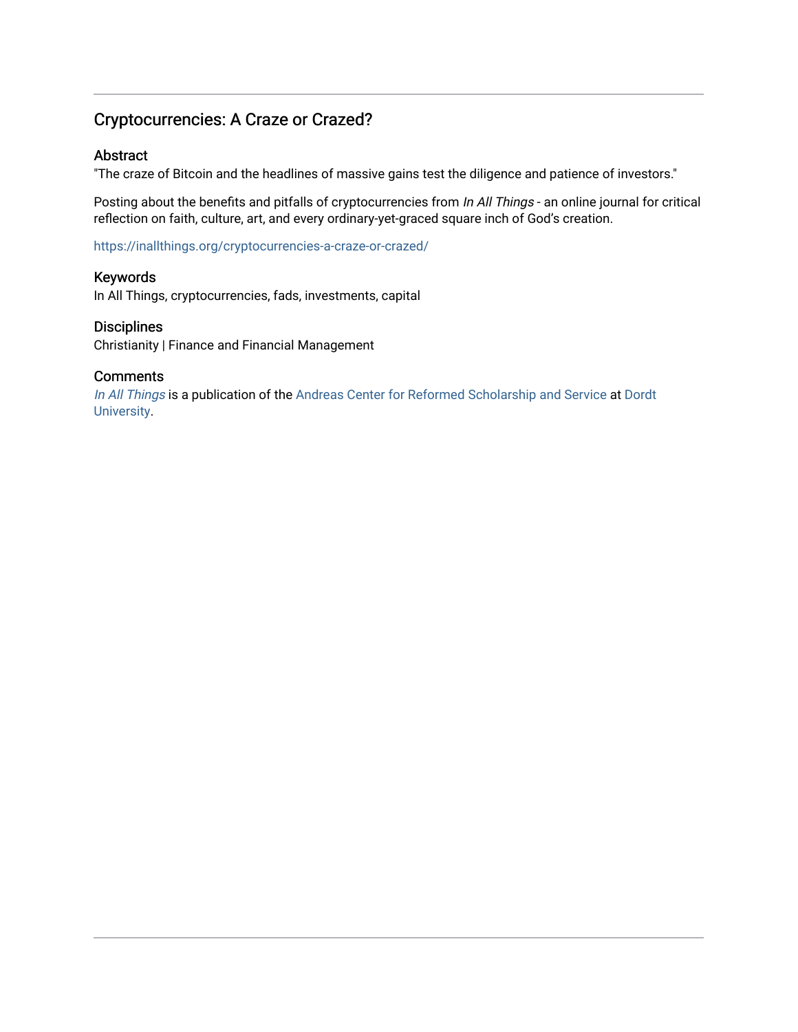## Cryptocurrencies: A Craze or Crazed?

### Abstract

"The craze of Bitcoin and the headlines of massive gains test the diligence and patience of investors."

Posting about the benefits and pitfalls of cryptocurrencies from *In All Things* - an online journal for critical reflection on faith, culture, art, and every ordinary-yet-graced square inch of God's creation.

https://inallthings.org/cryptocurrencies-a-craze-or-crazed/

### Keywords

In All Things, cryptocurrencies, fads, investments, capital

### Disciplines

Christianity | Finance and Financial Management

### Comments

*In All Things* is a publication of the Andreas Center for Reformed Scholarship and Service at Dordt University.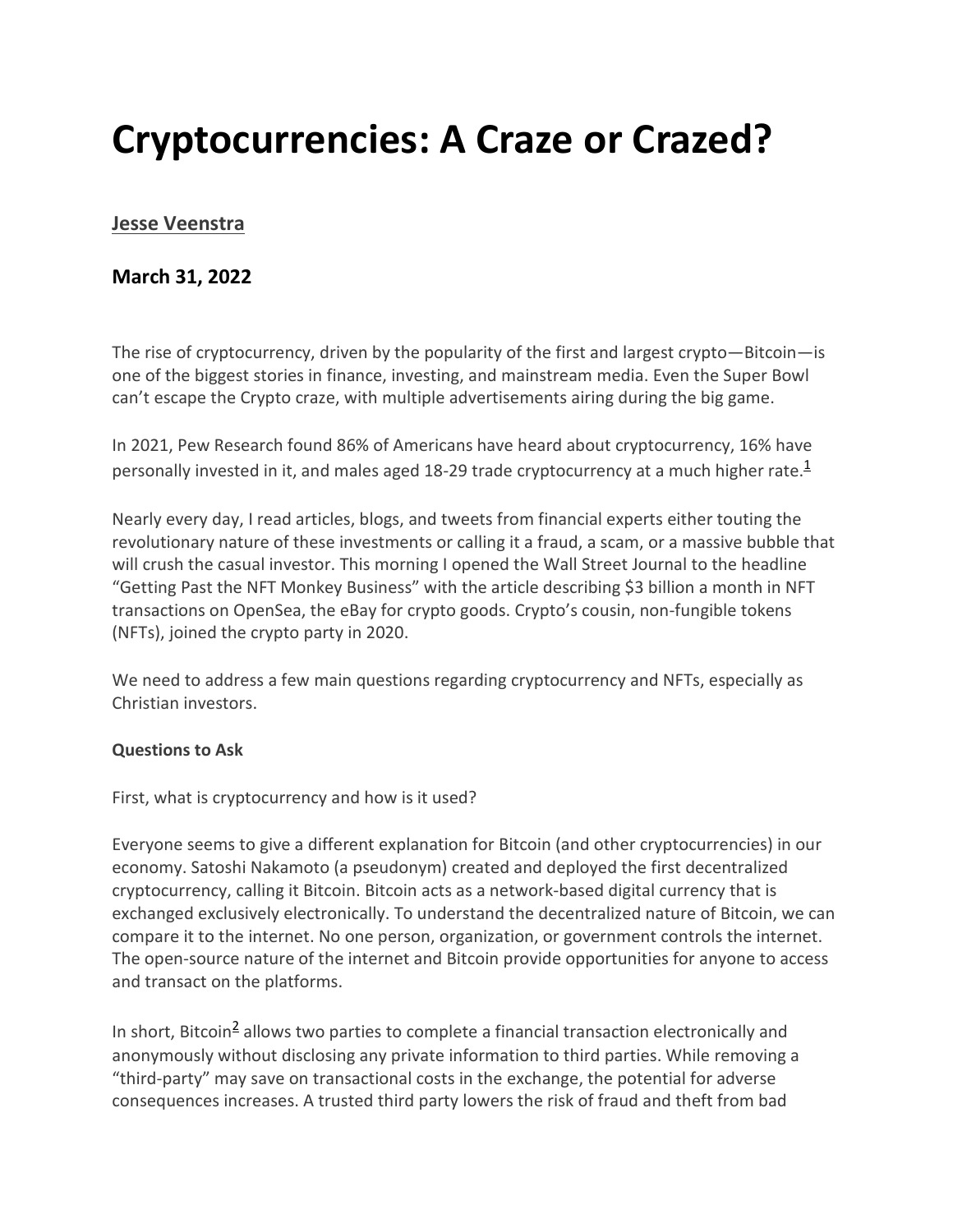# Cryptocurrencies: A Craze or Crazed?

**Jesse Veenstra**

### March 31, 2022

The rise of cryptocurrency, driven by the popularity of the first and largest crypto—Bitcoin—is one of the biggest stories in finance, investing, and mainstream media. Even the Super Bowl can't escape the Crypto craze, with multiple advertisements airing during the big game.

In 2021, Pew Research found 86% of Americans have heard about cryptocurrency, 16% have personally invested in it, and males aged 18-29 trade cryptocurrency at a much higher rate.[1]

Nearly every day, I read articles, blogs, and tweets from financial experts either touting the revolutionary nature of these investments or calling it a fraud, a scam, or a massive bubble that will crush the casual investor. This morning I opened the Wall Street Journal to the headline "Getting Past the NFT Monkey Business" with the article describing $3 billion a month in NFT transactions on OpenSea, the eBay for crypto goods. Crypto's cousin, non-fungible tokens (NFTs), joined the crypto party in 2020.

We need to address a few main questions regarding cryptocurrency and NFTs, especially as Christian investors.

**Questions to Ask**

First, what is cryptocurrency and how is it used?

Everyone seems to give a different explanation for Bitcoin (and other cryptocurrencies) in our economy. Satoshi Nakamoto (a pseudonym) created and deployed the first decentralized cryptocurrency, calling it Bitcoin. Bitcoin acts as a network-based digital currency that is exchanged exclusively electronically. To understand the decentralized nature of Bitcoin, we can compare it to the internet. No one person, organization, or government controls the internet. The open-source nature of the internet and Bitcoin provide opportunities for anyone to access and transact on the platforms.

In short, Bitcoin[2] allows two parties to complete a financial transaction electronically and anonymously without disclosing any private information to third parties. While removing a "third-party" may save on transactional costs in the exchange, the potential for adverse consequences increases. A trusted third party lowers the risk of fraud and theft from bad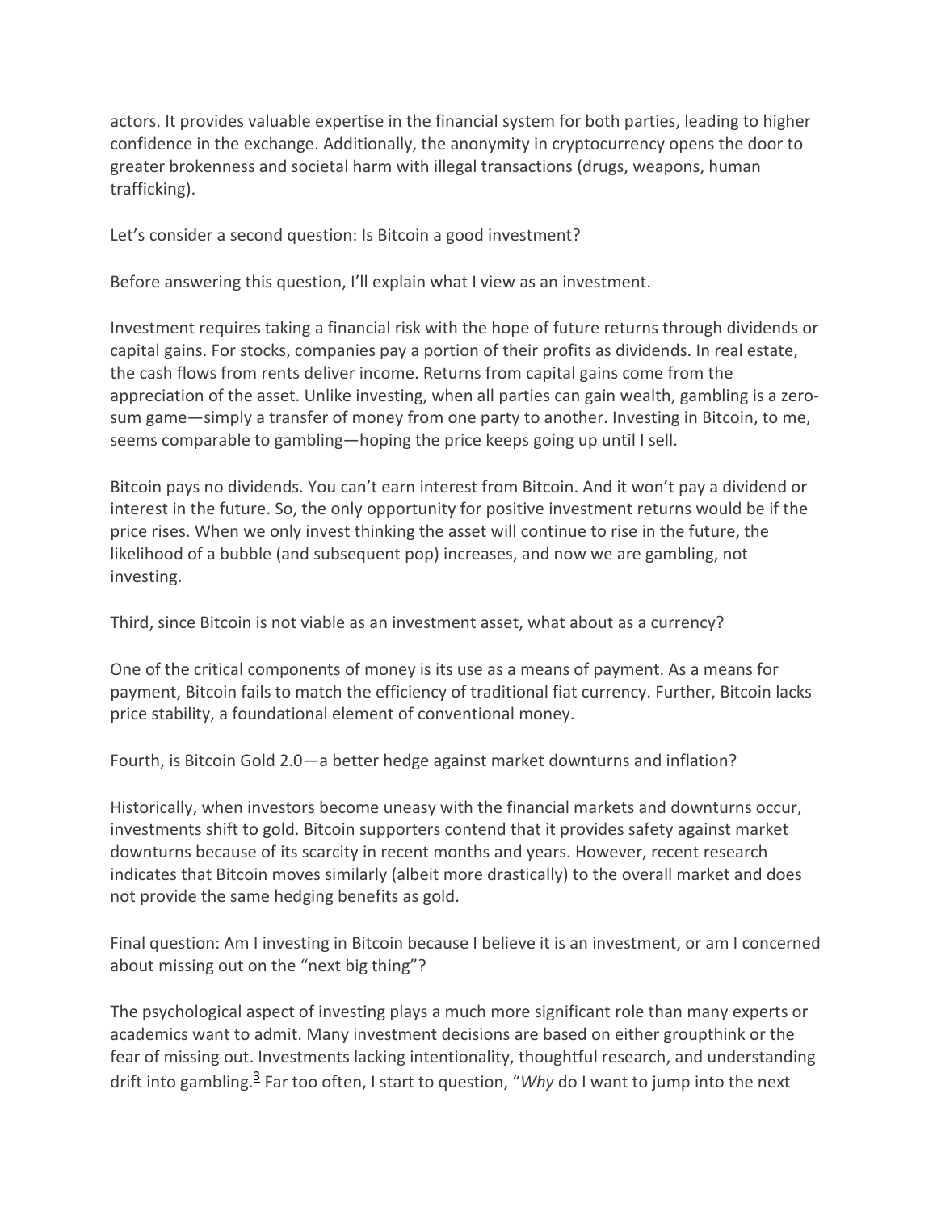actors. It provides valuable expertise in the financial system for both parties, leading to higher confidence in the exchange. Additionally, the anonymity in cryptocurrency opens the door to greater brokenness and societal harm with illegal transactions (drugs, weapons, human trafficking).

Let's consider a second question: Is Bitcoin a good investment?

Before answering this question, I'll explain what I view as an investment.

Investment requires taking a financial risk with the hope of future returns through dividends or capital gains. For stocks, companies pay a portion of their profits as dividends. In real estate, the cash flows from rents deliver income. Returns from capital gains come from the appreciation of the asset. Unlike investing, when all parties can gain wealth, gambling is a zero-sum game—simply a transfer of money from one party to another. Investing in Bitcoin, to me, seems comparable to gambling—hoping the price keeps going up until I sell.

Bitcoin pays no dividends. You can't earn interest from Bitcoin. And it won't pay a dividend or interest in the future. So, the only opportunity for positive investment returns would be if the price rises. When we only invest thinking the asset will continue to rise in the future, the likelihood of a bubble (and subsequent pop) increases, and now we are gambling, not investing.

Third, since Bitcoin is not viable as an investment asset, what about as a currency?

One of the critical components of money is its use as a means of payment. As a means for payment, Bitcoin fails to match the efficiency of traditional fiat currency. Further, Bitcoin lacks price stability, a foundational element of conventional money.

Fourth, is Bitcoin Gold 2.0—a better hedge against market downturns and inflation?

Historically, when investors become uneasy with the financial markets and downturns occur, investments shift to gold. Bitcoin supporters contend that it provides safety against market downturns because of its scarcity in recent months and years. However, recent research indicates that Bitcoin moves similarly (albeit more drastically) to the overall market and does not provide the same hedging benefits as gold.

Final question: Am I investing in Bitcoin because I believe it is an investment, or am I concerned about missing out on the "next big thing"?

The psychological aspect of investing plays a much more significant role than many experts or academics want to admit. Many investment decisions are based on either groupthink or the fear of missing out. Investments lacking intentionality, thoughtful research, and understanding drift into gambling.[3] Far too often, I start to question, "*Why* do I want to jump into the next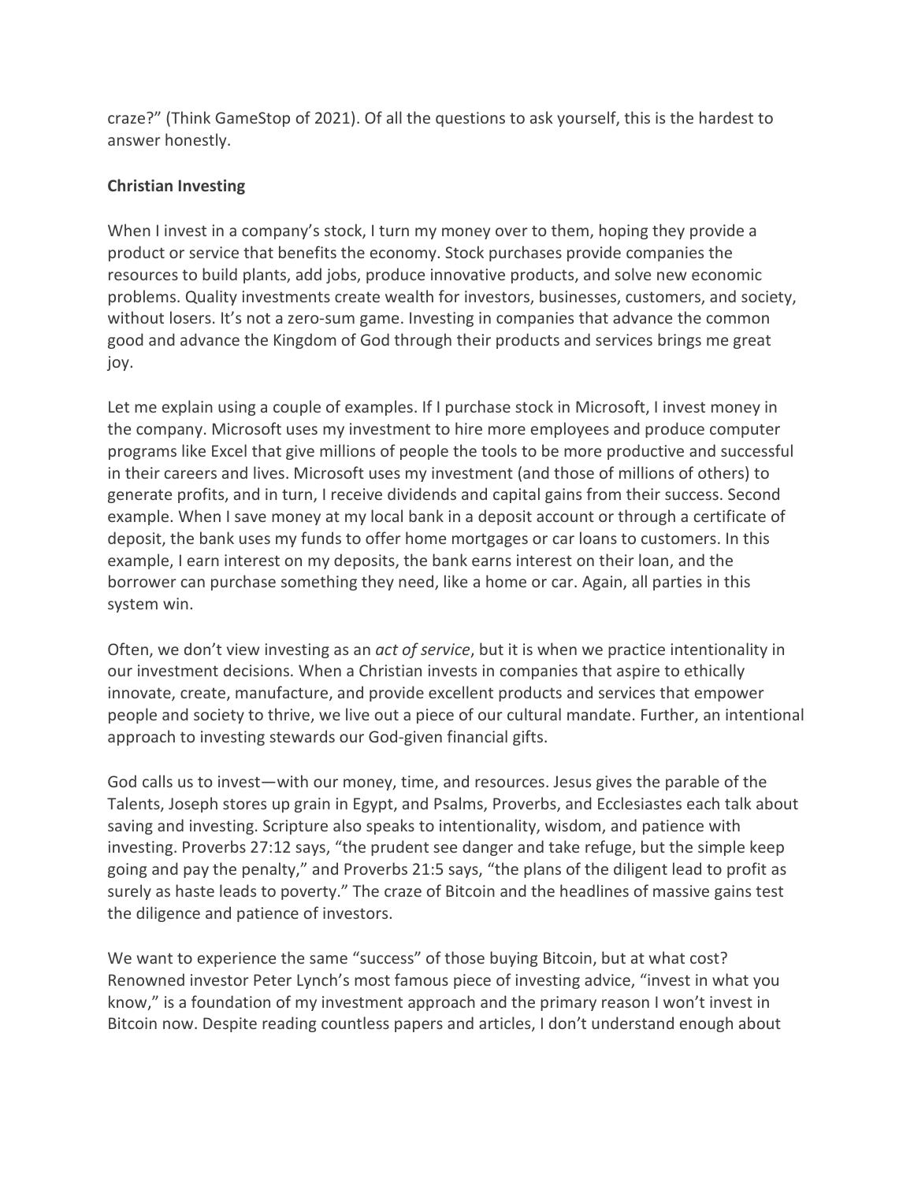craze?" (Think GameStop of 2021). Of all the questions to ask yourself, this is the hardest to answer honestly.

**Christian Investing**

When I invest in a company's stock, I turn my money over to them, hoping they provide a product or service that benefits the economy. Stock purchases provide companies the resources to build plants, add jobs, produce innovative products, and solve new economic problems. Quality investments create wealth for investors, businesses, customers, and society, without losers. It's not a zero-sum game. Investing in companies that advance the common good and advance the Kingdom of God through their products and services brings me great joy.

Let me explain using a couple of examples. If I purchase stock in Microsoft, I invest money in the company. Microsoft uses my investment to hire more employees and produce computer programs like Excel that give millions of people the tools to be more productive and successful in their careers and lives. Microsoft uses my investment (and those of millions of others) to generate profits, and in turn, I receive dividends and capital gains from their success. Second example. When I save money at my local bank in a deposit account or through a certificate of deposit, the bank uses my funds to offer home mortgages or car loans to customers. In this example, I earn interest on my deposits, the bank earns interest on their loan, and the borrower can purchase something they need, like a home or car. Again, all parties in this system win.

Often, we don't view investing as an *act of service*, but it is when we practice intentionality in our investment decisions. When a Christian invests in companies that aspire to ethically innovate, create, manufacture, and provide excellent products and services that empower people and society to thrive, we live out a piece of our cultural mandate. Further, an intentional approach to investing stewards our God-given financial gifts.

God calls us to invest—with our money, time, and resources. Jesus gives the parable of the Talents, Joseph stores up grain in Egypt, and Psalms, Proverbs, and Ecclesiastes each talk about saving and investing. Scripture also speaks to intentionality, wisdom, and patience with investing. Proverbs 27:12 says, "the prudent see danger and take refuge, but the simple keep going and pay the penalty," and Proverbs 21:5 says, "the plans of the diligent lead to profit as surely as haste leads to poverty." The craze of Bitcoin and the headlines of massive gains test the diligence and patience of investors.

We want to experience the same "success" of those buying Bitcoin, but at what cost? Renowned investor Peter Lynch's most famous piece of investing advice, "invest in what you know," is a foundation of my investment approach and the primary reason I won't invest in Bitcoin now. Despite reading countless papers and articles, I don't understand enough about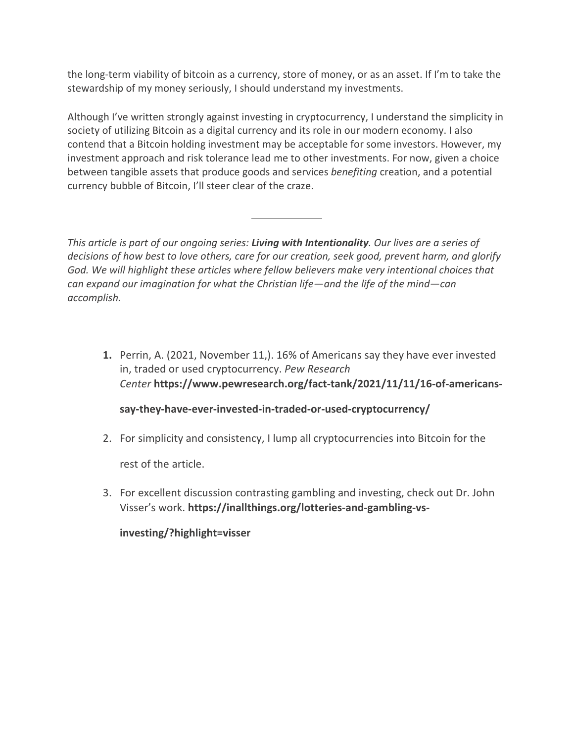the long-term viability of bitcoin as a currency, store of money, or as an asset. If I'm to take the stewardship of my money seriously, I should understand my investments.

Although I've written strongly against investing in cryptocurrency, I understand the simplicity in society of utilizing Bitcoin as a digital currency and its role in our modern economy. I also contend that a Bitcoin holding investment may be acceptable for some investors. However, my investment approach and risk tolerance lead me to other investments. For now, given a choice between tangible assets that produce goods and services *benefiting* creation, and a potential currency bubble of Bitcoin, I'll steer clear of the craze.

---

*This article is part of our ongoing series: **Living with Intentionality**. Our lives are a series of decisions of how best to love others, care for our creation, seek good, prevent harm, and glorify God. We will highlight these articles where fellow believers make very intentional choices that can expand our imagination for what the Christian life—and the life of the mind—can accomplish.*

1. Perrin, A. (2021, November 11,). 16% of Americans say they have ever invested in, traded or used cryptocurrency. *Pew Research Center* **https://www.pewresearch.org/fact-tank/2021/11/11/16-of-americans-say-they-have-ever-invested-in-traded-or-used-cryptocurrency/**
2. For simplicity and consistency, I lump all cryptocurrencies into Bitcoin for the rest of the article.
3. For excellent discussion contrasting gambling and investing, check out Dr. John Visser's work. **https://inallthings.org/lotteries-and-gambling-vs-investing/?highlight=visser**